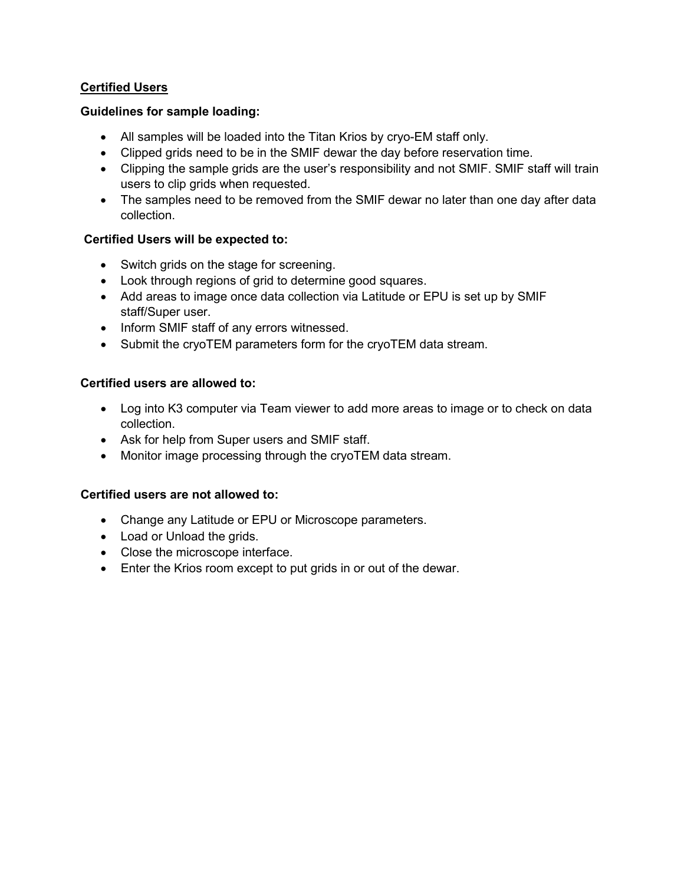## <u>Certified Users</u>

**Guidelines for sample loading:**

- All samples will be loaded into the Titan Krios by cryo-EM staff only.
- Clipped grids need to be in the SMIF dewar the day before reservation time.
- Clipping the sample grids are the user's responsibility and not SMIF. SMIF staff will train users to clip grids when requested.
- The samples need to be removed from the SMIF dewar no later than one day after data collection.

**Certified Users will be expected to:**

- Switch grids on the stage for screening.
- Look through regions of grid to determine good squares.
- Add areas to image once data collection via Latitude or EPU is set up by SMIF staff/Super user.
- Inform SMIF staff of any errors witnessed.
- Submit the cryoTEM parameters form for the cryoTEM data stream.

**Certified users are allowed to:**

- Log into K3 computer via Team viewer to add more areas to image or to check on data collection.
- Ask for help from Super users and SMIF staff.
- Monitor image processing through the cryoTEM data stream.

**Certified users are not allowed to:**

- Change any Latitude or EPU or Microscope parameters.
- Load or Unload the grids.
- Close the microscope interface.
- Enter the Krios room except to put grids in or out of the dewar.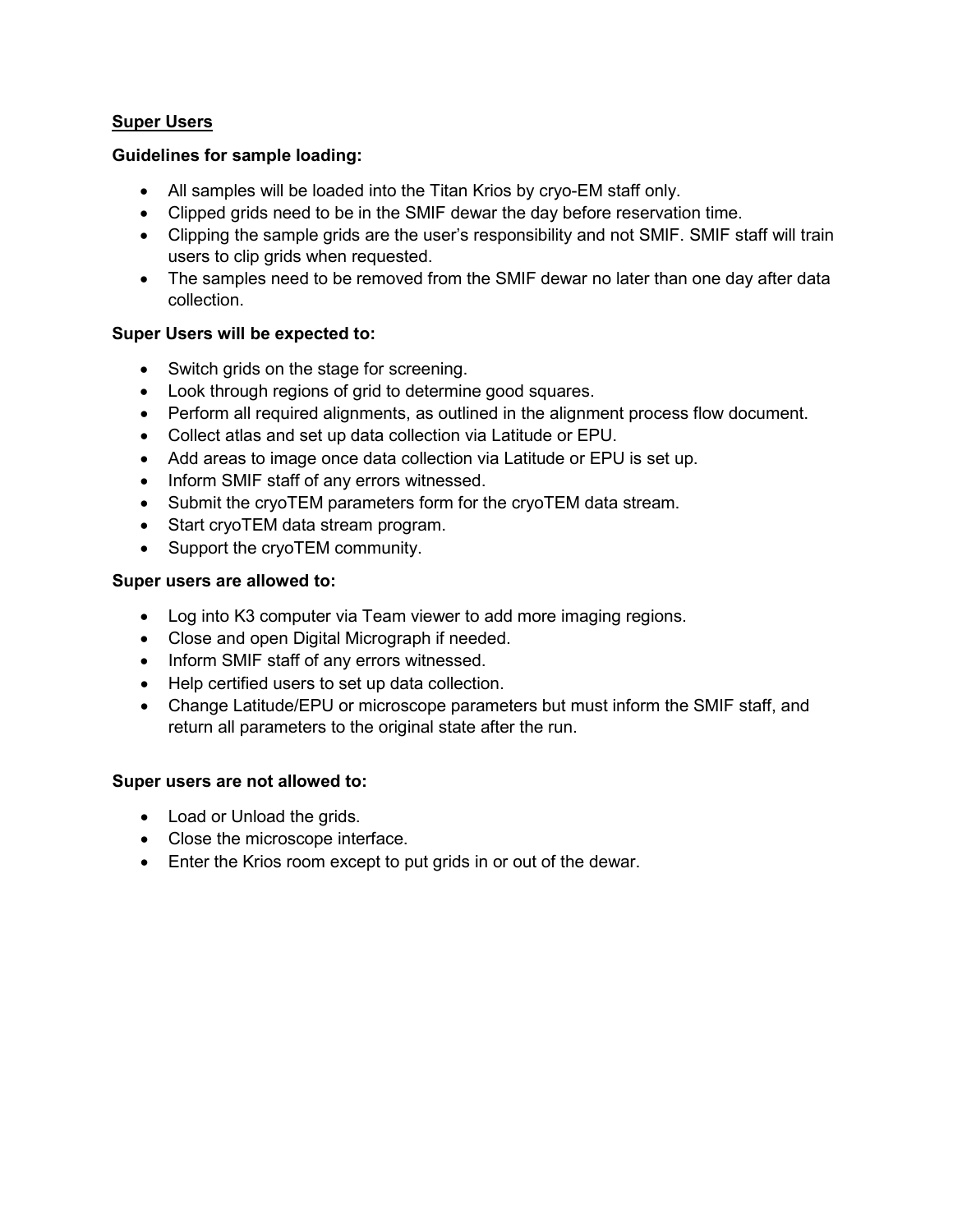## Super Users

**Guidelines for sample loading:**

- All samples will be loaded into the Titan Krios by cryo-EM staff only.
- Clipped grids need to be in the SMIF dewar the day before reservation time.
- Clipping the sample grids are the user's responsibility and not SMIF. SMIF staff will train users to clip grids when requested.
- The samples need to be removed from the SMIF dewar no later than one day after data collection.

**Super Users will be expected to:**

- Switch grids on the stage for screening.
- Look through regions of grid to determine good squares.
- Perform all required alignments, as outlined in the alignment process flow document.
- Collect atlas and set up data collection via Latitude or EPU.
- Add areas to image once data collection via Latitude or EPU is set up.
- Inform SMIF staff of any errors witnessed.
- Submit the cryoTEM parameters form for the cryoTEM data stream.
- Start cryoTEM data stream program.
- Support the cryoTEM community.

**Super users are allowed to:**

- Log into K3 computer via Team viewer to add more imaging regions.
- Close and open Digital Micrograph if needed.
- Inform SMIF staff of any errors witnessed.
- Help certified users to set up data collection.
- Change Latitude/EPU or microscope parameters but must inform the SMIF staff, and return all parameters to the original state after the run.

**Super users are not allowed to:**

- Load or Unload the grids.
- Close the microscope interface.
- Enter the Krios room except to put grids in or out of the dewar.